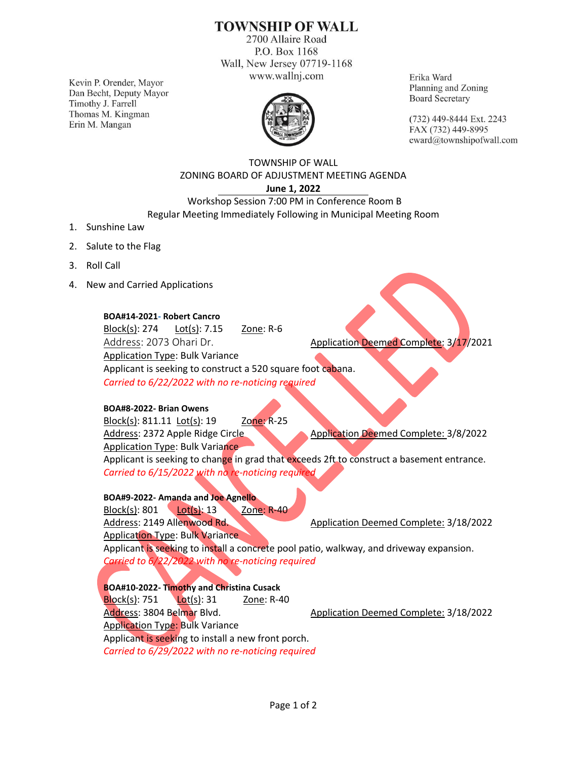# TOWNSHIP OF WALL

2700 Allaire Road
P.O. Box 1168
Wall, New Jersey 07719-1168
www.wallnj.com

Kevin P. Orender, Mayor
Dan Becht, Deputy Mayor
Timothy J. Farrell
Thomas M. Kingman
Erin M. Mangan

Erika Ward
Planning and Zoning
Board Secretary

(732) 449-8444 Ext. 2243
FAX (732) 449-8995
eward@townshipofwall.com

TOWNSHIP OF WALL
ZONING BOARD OF ADJUSTMENT MEETING AGENDA
**June 1, 2022**
Workshop Session 7:00 PM in Conference Room B
Regular Meeting Immediately Following in Municipal Meeting Room

CANCELLED

1. Sunshine Law
2. Salute to the Flag
3. Roll Call
4. New and Carried Applications

**BOA#14-2021- Robert Cancro**
Block(s): 274 Lot(s): 7.15 Zone: R-6
Address: 2073 Ohari Dr. Application Deemed Complete: 3/17/2021
Application Type: Bulk Variance
Applicant is seeking to construct a 520 square foot cabana.
*Carried to 6/22/2022 with no re-noticing required*

**BOA#8-2022- Brian Owens**
Block(s): 811.11 Lot(s): 19 Zone: R-25
Address: 2372 Apple Ridge Circle Application Deemed Complete: 3/8/2022
Application Type: Bulk Variance
Applicant is seeking to change in grad that exceeds 2ft to construct a basement entrance.
*Carried to 6/15/2022 with no re-noticing required*

**BOA#9-2022- Amanda and Joe Agnello**
Block(s): 801 Lot(s): 13 Zone: R-40
Address: 2149 Allenwood Rd. Application Deemed Complete: 3/18/2022
Application Type: Bulk Variance
Applicant is seeking to install a concrete pool patio, walkway, and driveway expansion.
*Carried to 6/22/2022 with no re-noticing required*

**BOA#10-2022- Timothy and Christina Cusack**
Block(s): 751 Lot(s): 31 Zone: R-40
Address: 3804 Belmar Blvd. Application Deemed Complete: 3/18/2022
Application Type: Bulk Variance
Applicant is seeking to install a new front porch.
*Carried to 6/29/2022 with no re-noticing required*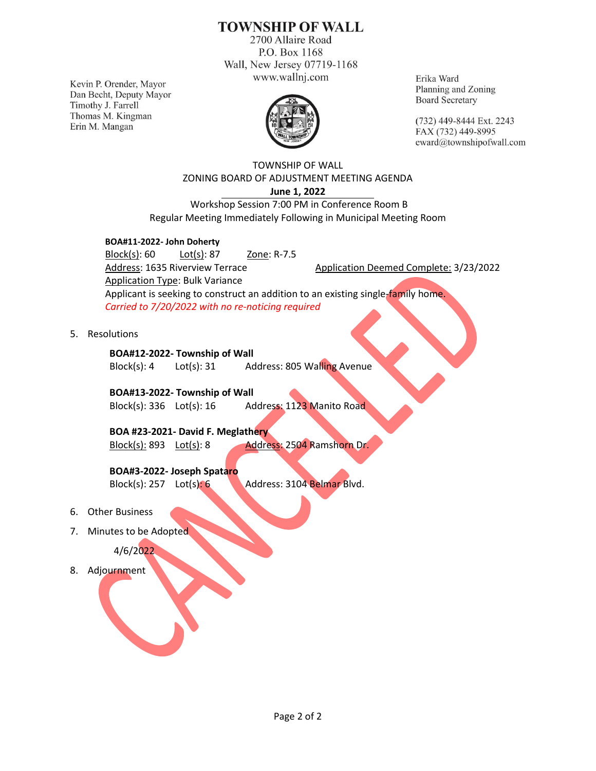# TOWNSHIP OF WALL

2700 Allaire Road
P.O. Box 1168
Wall, New Jersey 07719-1168
www.wallnj.com

Kevin P. Orender, Mayor
Dan Becht, Deputy Mayor
Timothy J. Farrell
Thomas M. Kingman
Erin M. Mangan

Erika Ward
Planning and Zoning
Board Secretary

(732) 449-8444 Ext. 2243
FAX (732) 449-8995
eward@townshipofwall.com

## TOWNSHIP OF WALL
## ZONING BOARD OF ADJUSTMENT MEETING AGENDA
**June 1, 2022**

Workshop Session 7:00 PM in Conference Room B
Regular Meeting Immediately Following in Municipal Meeting Room

**BOA#11-2022- John Doherty**
Block(s): 60 Lot(s): 87 Zone: R-7.5
Address: 1635 Riverview Terrace Application Deemed Complete: 3/23/2022
Application Type: Bulk Variance
Applicant is seeking to construct an addition to an existing single-family home.
*Carried to 7/20/2022 with no re-noticing required*

5. Resolutions

   **BOA#12-2022- Township of Wall**
   Block(s): 4 Lot(s): 31 Address: 805 Walling Avenue

   **BOA#13-2022- Township of Wall**
   Block(s): 336 Lot(s): 16 Address: 1123 Manito Road

   **BOA #23-2021- David F. Meglathery**
   Block(s): 893 Lot(s): 8 Address: 2504 Ramshorn Dr.

   **BOA#3-2022- Joseph Spataro**
   Block(s): 257 Lot(s): 6 Address: 3104 Belmar Blvd.

6. Other Business
7. Minutes to be Adopted

   4/6/2022

8. Adjournment

CANCELLED